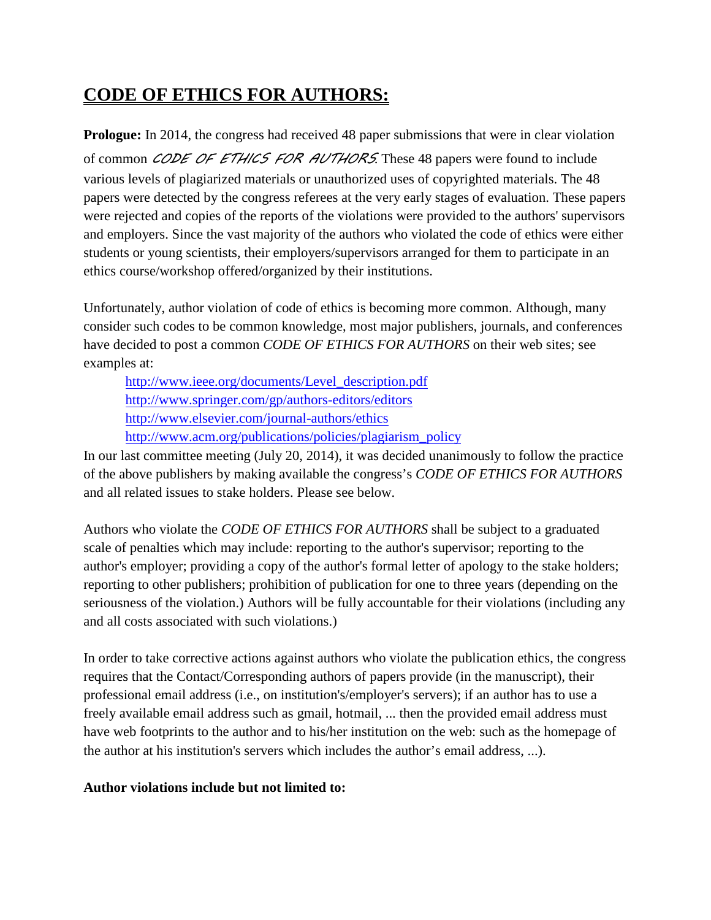# CODE OF ETHICS FOR AUTHORS:

**Prologue:** In 2014, the congress had received 48 paper submissions that were in clear violation of common *CODE OF ETHICS FOR AUTHORS*. These 48 papers were found to include various levels of plagiarized materials or unauthorized uses of copyrighted materials. The 48 papers were detected by the congress referees at the very early stages of evaluation. These papers were rejected and copies of the reports of the violations were provided to the authors' supervisors and employers. Since the vast majority of the authors who violated the code of ethics were either students or young scientists, their employers/supervisors arranged for them to participate in an ethics course/workshop offered/organized by their institutions.

Unfortunately, author violation of code of ethics is becoming more common. Although, many consider such codes to be common knowledge, most major publishers, journals, and conferences have decided to post a common *CODE OF ETHICS FOR AUTHORS* on their web sites; see examples at:

- http://www.ieee.org/documents/Level_description.pdf
- http://www.springer.com/gp/authors-editors/editors
- http://www.elsevier.com/journal-authors/ethics
- http://www.acm.org/publications/policies/plagiarism_policy

In our last committee meeting (July 20, 2014), it was decided unanimously to follow the practice of the above publishers by making available the congress's *CODE OF ETHICS FOR AUTHORS* and all related issues to stake holders. Please see below.

Authors who violate the *CODE OF ETHICS FOR AUTHORS* shall be subject to a graduated scale of penalties which may include: reporting to the author's supervisor; reporting to the author's employer; providing a copy of the author's formal letter of apology to the stake holders; reporting to other publishers; prohibition of publication for one to three years (depending on the seriousness of the violation.) Authors will be fully accountable for their violations (including any and all costs associated with such violations.)

In order to take corrective actions against authors who violate the publication ethics, the congress requires that the Contact/Corresponding authors of papers provide (in the manuscript), their professional email address (i.e., on institution's/employer's servers); if an author has to use a freely available email address such as gmail, hotmail, ... then the provided email address must have web footprints to the author and to his/her institution on the web: such as the homepage of the author at his institution's servers which includes the author's email address, ...).

**Author violations include but not limited to:**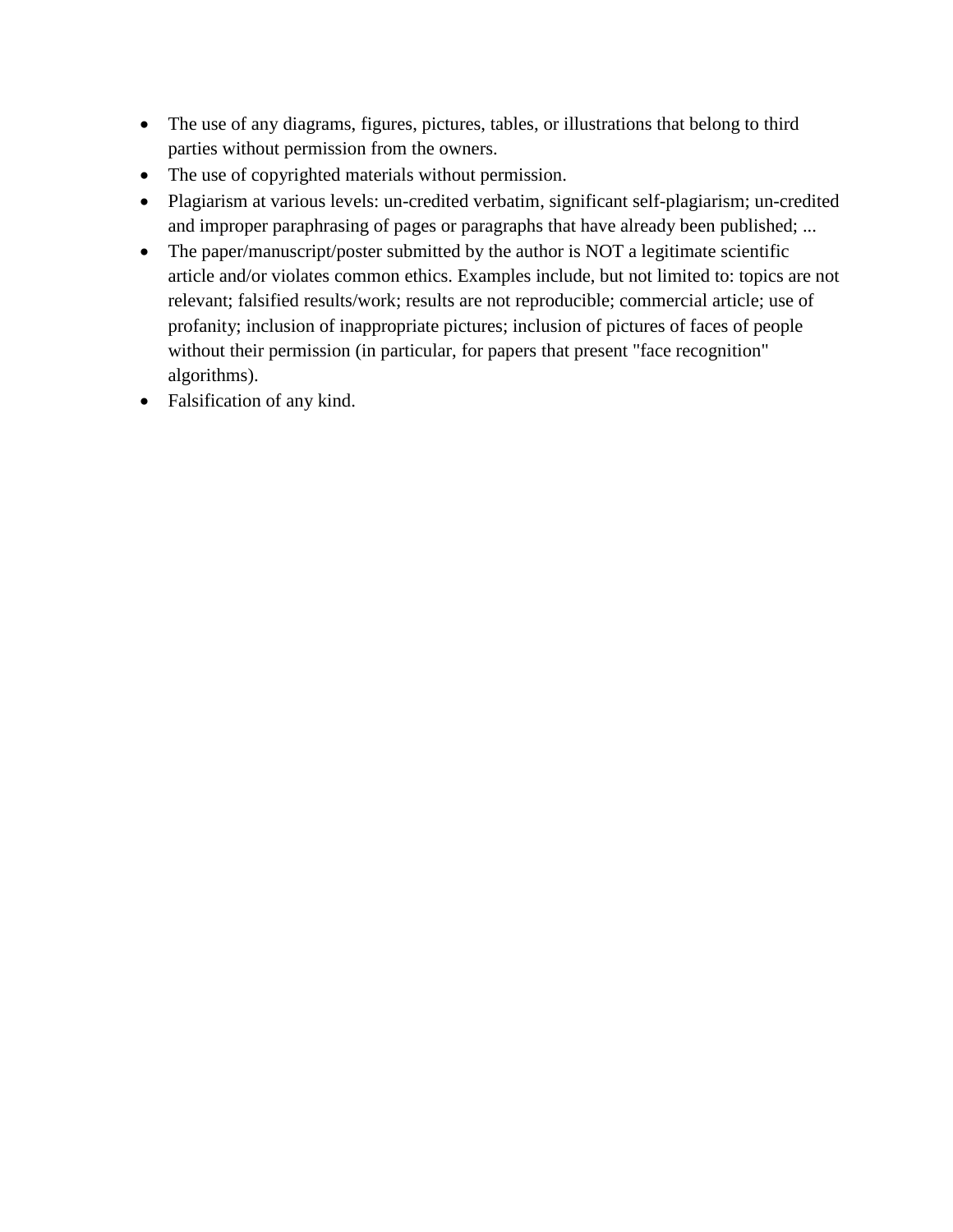- The use of any diagrams, figures, pictures, tables, or illustrations that belong to third parties without permission from the owners.
- The use of copyrighted materials without permission.
- Plagiarism at various levels: un-credited verbatim, significant self-plagiarism; un-credited and improper paraphrasing of pages or paragraphs that have already been published; ...
- The paper/manuscript/poster submitted by the author is NOT a legitimate scientific article and/or violates common ethics. Examples include, but not limited to: topics are not relevant; falsified results/work; results are not reproducible; commercial article; use of profanity; inclusion of inappropriate pictures; inclusion of pictures of faces of people without their permission (in particular, for papers that present "face recognition" algorithms).
- Falsification of any kind.